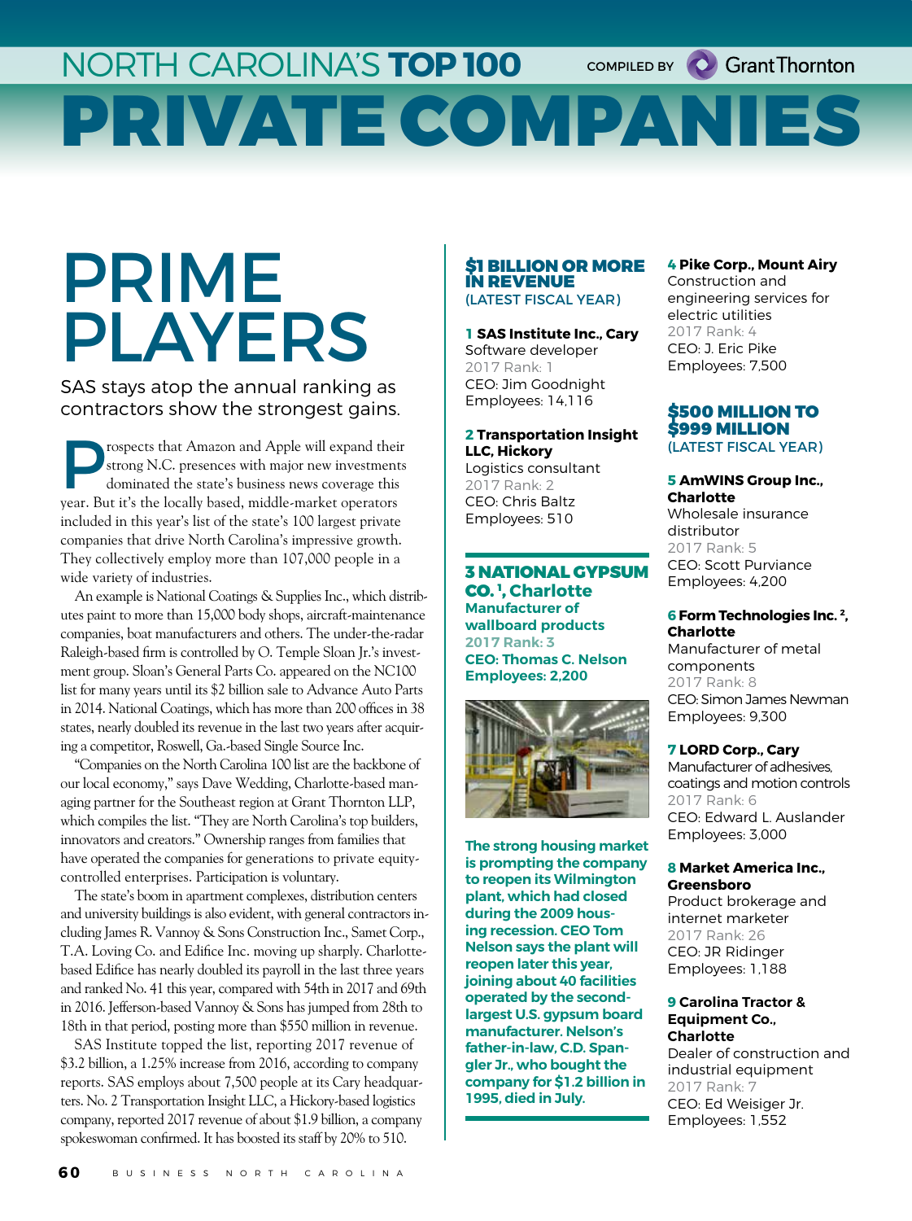# NORTH CAROLINA'S TOP 100 PRIVATE COMPANIES

COMPILED BY GrantThornton

# PRIME PLAYERS

SAS stays atop the annual ranking as contractors show the strongest gains.

Prospects that Amazon and Apple will expand their strong N.C. presences with major new investments dominated the state's business news coverage this year. But it's the locally based, middle-market operators included in this year's list of the state's 100 largest private companies that drive North Carolina's impressive growth. They collectively employ more than 107,000 people in a wide variety of industries.

An example is National Coatings & Supplies Inc., which distributes paint to more than 15,000 body shops, aircraft-maintenance companies, boat manufacturers and others. The under-the-radar Raleigh-based firm is controlled by O. Temple Sloan Jr.'s investment group. Sloan's General Parts Co. appeared on the NC100 list for many years until its $2 billion sale to Advance Auto Parts in 2014. National Coatings, which has more than 200 offices in 38 states, nearly doubled its revenue in the last two years after acquiring a competitor, Roswell, Ga.-based Single Source Inc.

"Companies on the North Carolina 100 list are the backbone of our local economy," says Dave Wedding, Charlotte-based managing partner for the Southeast region at Grant Thornton LLP, which compiles the list. "They are North Carolina's top builders, innovators and creators." Ownership ranges from families that have operated the companies for generations to private equity-controlled enterprises. Participation is voluntary.

The state's boom in apartment complexes, distribution centers and university buildings is also evident, with general contractors including James R. Vannoy & Sons Construction Inc., Samet Corp., T.A. Loving Co. and Edifice Inc. moving up sharply. Charlotte-based Edifice has nearly doubled its payroll in the last three years and ranked No. 41 this year, compared with 54th in 2017 and 69th in 2016. Jefferson-based Vannoy & Sons has jumped from 28th to 18th in that period, posting more than $550 million in revenue.

SAS Institute topped the list, reporting 2017 revenue of $3.2 billion, a 1.25% increase from 2016, according to company reports. SAS employs about 7,500 people at its Cary headquarters. No. 2 Transportation Insight LLC, a Hickory-based logistics company, reported 2017 revenue of about $1.9 billion, a company spokeswoman confirmed. It has boosted its staff by 20% to 510.

## $1 BILLION OR MORE IN REVENUE (LATEST FISCAL YEAR)

**1 SAS Institute Inc., Cary**
Software developer
2017 Rank: 1
CEO: Jim Goodnight
Employees: 14,116

**2 Transportation Insight LLC, Hickory**
Logistics consultant
2017 Rank: 2
CEO: Chris Baltz
Employees: 510

**3 NATIONAL GYPSUM CO.[1], Charlotte**
**Manufacturer of wallboard products**
**2017 Rank: 3**
**CEO: Thomas C. Nelson**
**Employees: 2,200**

**The strong housing market is prompting the company to reopen its Wilmington plant, which had closed during the 2009 housing recession. CEO Tom Nelson says the plant will reopen later this year, joining about 40 facilities operated by the second-largest U.S. gypsum board manufacturer. Nelson's father-in-law, C.D. Spangler Jr., who bought the company for $1.2 billion in 1995, died in July.**

**4 Pike Corp., Mount Airy**
Construction and engineering services for electric utilities
2017 Rank: 4
CEO: J. Eric Pike
Employees: 7,500

## $500 MILLION TO $999 MILLION (LATEST FISCAL YEAR)

**5 AmWINS Group Inc., Charlotte**
Wholesale insurance distributor
2017 Rank: 5
CEO: Scott Purviance
Employees: 4,200

**6 Form Technologies Inc.[2], Charlotte**
Manufacturer of metal components
2017 Rank: 8
CEO: Simon James Newman
Employees: 9,300

**7 LORD Corp., Cary**
Manufacturer of adhesives, coatings and motion controls
2017 Rank: 6
CEO: Edward L. Auslander
Employees: 3,000

**8 Market America Inc., Greensboro**
Product brokerage and internet marketer
2017 Rank: 26
CEO: JR Ridinger
Employees: 1,188

**9 Carolina Tractor & Equipment Co., Charlotte**
Dealer of construction and industrial equipment
2017 Rank: 7
CEO: Ed Weisiger Jr.
Employees: 1,552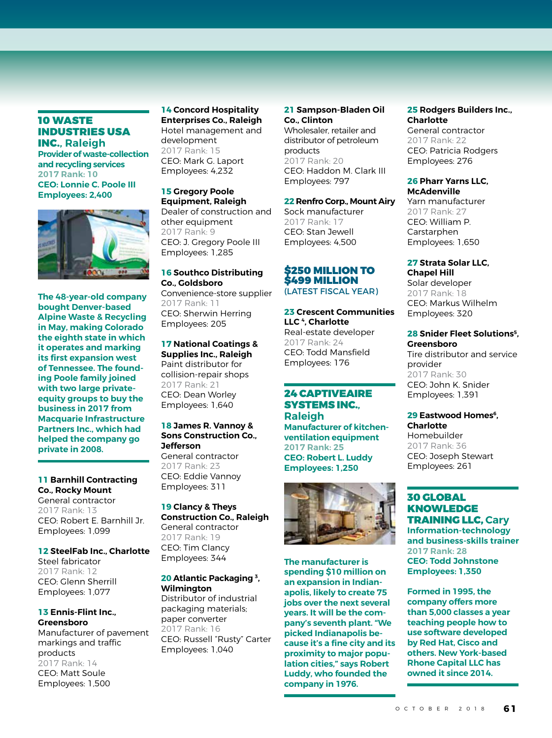**10 WASTE INDUSTRIES USA INC., Raleigh**
**Provider of waste-collection and recycling services**
**2017 Rank: 10**
**CEO: Lonnie C. Poole III**
**Employees: 2,400**

**The 48-year-old company bought Denver-based Alpine Waste & Recycling in May, making Colorado the eighth state in which it operates and marking its first expansion west of Tennessee. The founding Poole family joined with two large private-equity groups to buy the business in 2017 from Macquarie Infrastructure Partners Inc., which had helped the company go private in 2008.**

**11 Barnhill Contracting Co., Rocky Mount**
General contractor
2017 Rank: 13
CEO: Robert E. Barnhill Jr.
Employees: 1,099

**12 SteelFab Inc., Charlotte**
Steel fabricator
2017 Rank: 12
CEO: Glenn Sherrill
Employees: 1,077

**13 Ennis-Flint Inc., Greensboro**
Manufacturer of pavement markings and traffic products
2017 Rank: 14
CEO: Matt Soule
Employees: 1,500

**14 Concord Hospitality Enterprises Co., Raleigh**
Hotel management and development
2017 Rank: 15
CEO: Mark G. Laport
Employees: 4,232

**15 Gregory Poole Equipment, Raleigh**
Dealer of construction and other equipment
2017 Rank: 9
CEO: J. Gregory Poole III
Employees: 1,285

**16 Southco Distributing Co., Goldsboro**
Convenience-store supplier
2017 Rank: 11
CEO: Sherwin Herring
Employees: 205

**17 National Coatings & Supplies Inc., Raleigh**
Paint distributor for collision-repair shops
2017 Rank: 21
CEO: Dean Worley
Employees: 1,640

**18 James R. Vannoy & Sons Construction Co., Jefferson**
General contractor
2017 Rank: 23
CEO: Eddie Vannoy
Employees: 311

**19 Clancy & Theys Construction Co., Raleigh**
General contractor
2017 Rank: 19
CEO: Tim Clancy
Employees: 344

**20 Atlantic Packaging [3], Wilmington**
Distributor of industrial packaging materials; paper converter
2017 Rank: 16
CEO: Russell "Rusty" Carter
Employees: 1,040

**21 Sampson-Bladen Oil Co., Clinton**
Wholesaler, retailer and distributor of petroleum products
2017 Rank: 20
CEO: Haddon M. Clark III
Employees: 797

**22 Renfro Corp., Mount Airy**
Sock manufacturer
2017 Rank: 17
CEO: Stan Jewell
Employees: 4,500

## $250 MILLION TO $499 MILLION
(LATEST FISCAL YEAR)

**23 Crescent Communities LLC [4], Charlotte**
Real-estate developer
2017 Rank: 24
CEO: Todd Mansfield
Employees: 176

**24 CAPTIVEAIRE SYSTEMS INC., Raleigh**
**Manufacturer of kitchen-ventilation equipment**
**2017 Rank: 25**
**CEO: Robert L. Luddy**
**Employees: 1,250**

**The manufacturer is spending $10 million on an expansion in Indianapolis, likely to create 75 jobs over the next several years. It will be the company's seventh plant. "We picked Indianapolis because it's a fine city and its proximity to major population cities," says Robert Luddy, who founded the company in 1976.**

**25 Rodgers Builders Inc., Charlotte**
General contractor
2017 Rank: 22
CEO: Patricia Rodgers
Employees: 276

**26 Pharr Yarns LLC, McAdenville**
Yarn manufacturer
2017 Rank: 27
CEO: William P. Carstarphen
Employees: 1,650

**27 Strata Solar LLC, Chapel Hill**
Solar developer
2017 Rank: 18
CEO: Markus Wilhelm
Employees: 320

**28 Snider Fleet Solutions [5], Greensboro**
Tire distributor and service provider
2017 Rank: 30
CEO: John K. Snider
Employees: 1,391

**29 Eastwood Homes [6], Charlotte**
Homebuilder
2017 Rank: 36
CEO: Joseph Stewart
Employees: 261

**30 GLOBAL KNOWLEDGE TRAINING LLC, Cary**
**Information-technology and business-skills trainer**
**2017 Rank: 28**
**CEO: Todd Johnstone**
**Employees: 1,350**

**Formed in 1995, the company offers more than 5,000 classes a year teaching people how to use software developed by Red Hat, Cisco and others. New York-based Rhone Capital LLC has owned it since 2014.**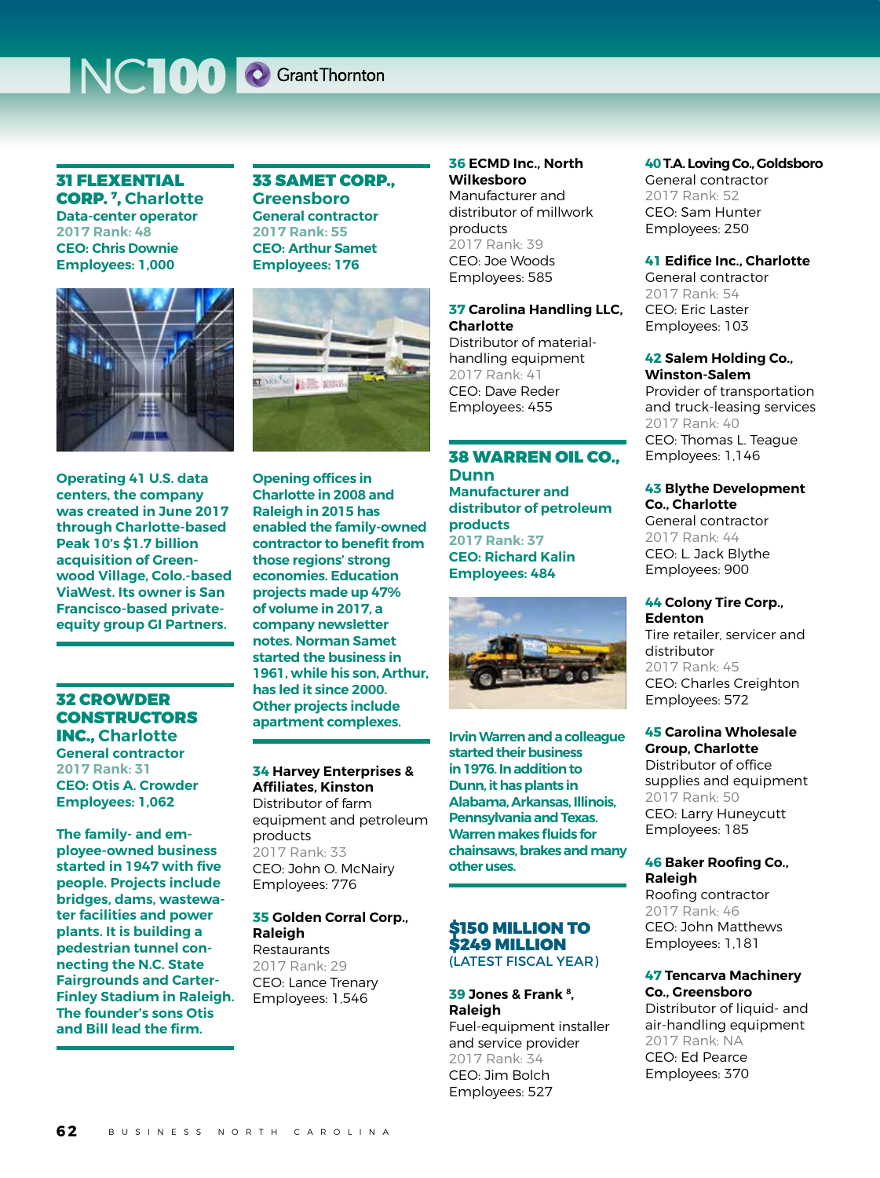# NC100 Grant Thornton

### 31 FLEXENTIAL CORP. [7], Charlotte

**Data-center operator**
**2017 Rank: 48**
**CEO: Chris Downie**
**Employees: 1,000**

**Operating 41 U.S. data centers, the company was created in June 2017 through Charlotte-based Peak 10's $1.7 billion acquisition of Greenwood Village, Colo.-based ViaWest. Its owner is San Francisco-based private-equity group GI Partners.**

### 32 CROWDER CONSTRUCTORS INC., Charlotte

**General contractor**
**2017 Rank: 31**
**CEO: Otis A. Crowder**
**Employees: 1,062**

**The family- and employee-owned business started in 1947 with five people. Projects include bridges, dams, wastewater facilities and power plants. It is building a pedestrian tunnel connecting the N.C. State Fairgrounds and Carter-Finley Stadium in Raleigh. The founder's sons Otis and Bill lead the firm.**

### 33 SAMET CORP., Greensboro

**General contractor**
**2017 Rank: 55**
**CEO: Arthur Samet**
**Employees: 176**

**Opening offices in Charlotte in 2008 and Raleigh in 2015 has enabled the family-owned contractor to benefit from those regions' strong economies. Education projects made up 47% of volume in 2017, a company newsletter notes. Norman Samet started the business in 1961, while his son, Arthur, has led it since 2000. Other projects include apartment complexes.**

**34 Harvey Enterprises & Affiliates, Kinston**
Distributor of farm equipment and petroleum products
2017 Rank: 33
CEO: John O. McNairy
Employees: 776

**35 Golden Corral Corp., Raleigh**
Restaurants
2017 Rank: 29
CEO: Lance Trenary
Employees: 1,546

**36 ECMD Inc., North Wilkesboro**
Manufacturer and distributor of millwork products
2017 Rank: 39
CEO: Joe Woods
Employees: 585

**37 Carolina Handling LLC, Charlotte**
Distributor of material-handling equipment
2017 Rank: 41
CEO: Dave Reder
Employees: 455

### 38 WARREN OIL CO., Dunn

**Manufacturer and distributor of petroleum products**
**2017 Rank: 37**
**CEO: Richard Kalin**
**Employees: 484**

**Irvin Warren and a colleague started their business in 1976. In addition to Dunn, it has plants in Alabama, Arkansas, Illinois, Pennsylvania and Texas. Warren makes fluids for chainsaws, brakes and many other uses.**

## $150 MILLION TO $249 MILLION
(LATEST FISCAL YEAR)

**39 Jones & Frank [8], Raleigh**
Fuel-equipment installer and service provider
2017 Rank: 34
CEO: Jim Bolch
Employees: 527

**40 T.A. Loving Co., Goldsboro**
General contractor
2017 Rank: 52
CEO: Sam Hunter
Employees: 250

**41 Edifice Inc., Charlotte**
General contractor
2017 Rank: 54
CEO: Eric Laster
Employees: 103

**42 Salem Holding Co., Winston-Salem**
Provider of transportation and truck-leasing services
2017 Rank: 40
CEO: Thomas L. Teague
Employees: 1,146

**43 Blythe Development Co., Charlotte**
General contractor
2017 Rank: 44
CEO: L. Jack Blythe
Employees: 900

**44 Colony Tire Corp., Edenton**
Tire retailer, servicer and distributor
2017 Rank: 45
CEO: Charles Creighton
Employees: 572

**45 Carolina Wholesale Group, Charlotte**
Distributor of office supplies and equipment
2017 Rank: 50
CEO: Larry Huneycutt
Employees: 185

**46 Baker Roofing Co., Raleigh**
Roofing contractor
2017 Rank: 46
CEO: John Matthews
Employees: 1,181

**47 Tencarva Machinery Co., Greensboro**
Distributor of liquid- and air-handling equipment
2017 Rank: NA
CEO: Ed Pearce
Employees: 370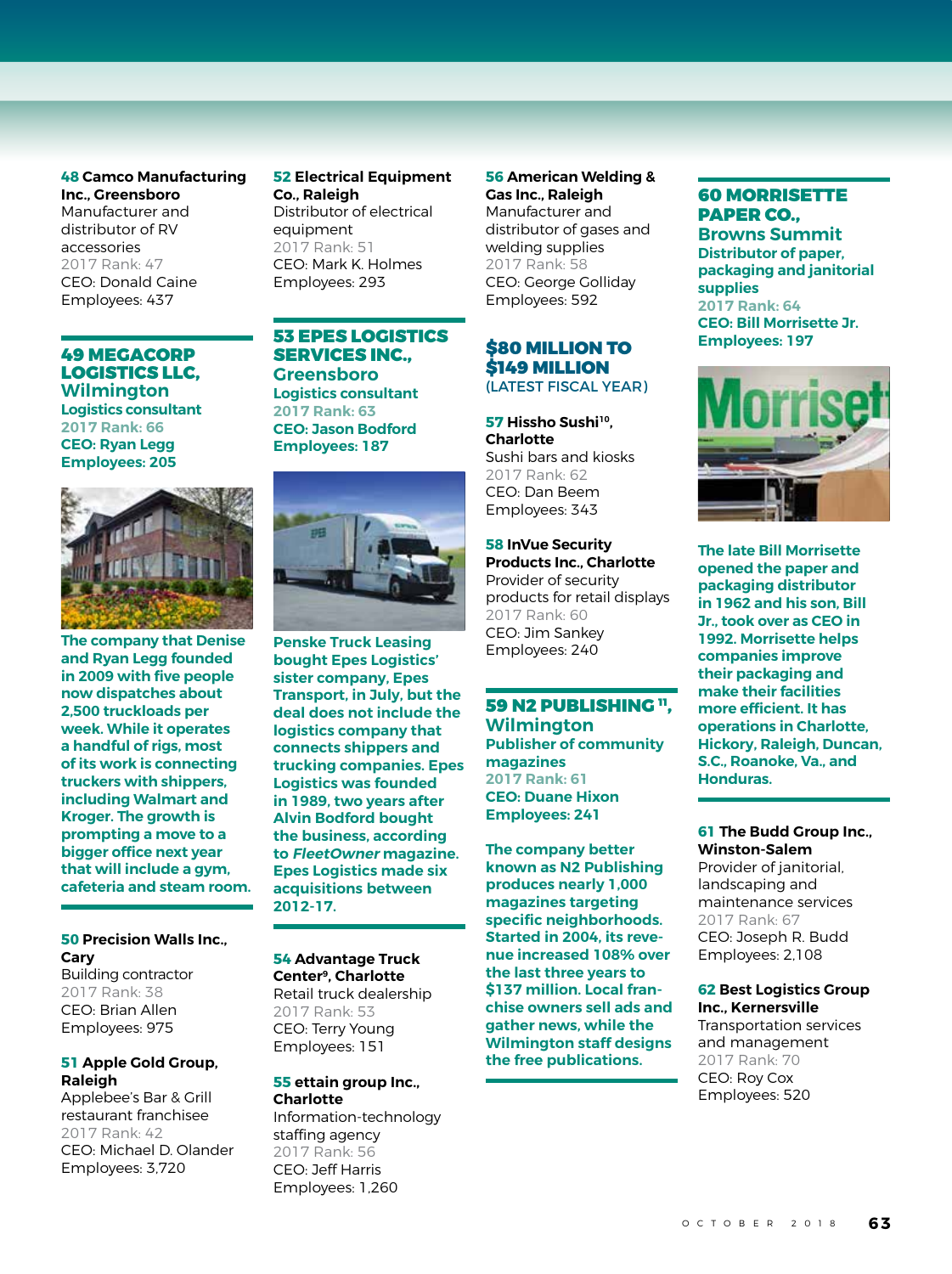**48** **Camco Manufacturing Inc., Greensboro**
Manufacturer and distributor of RV accessories
2017 Rank: 47
CEO: Donald Caine
Employees: 437

## 49 MEGACORP LOGISTICS LLC, Wilmington

**Logistics consultant**
**2017 Rank: 66**
**CEO: Ryan Legg**
**Employees: 205**

**The company that Denise and Ryan Legg founded in 2009 with five people now dispatches about 2,500 truckloads per week. While it operates a handful of rigs, most of its work is connecting truckers with shippers, including Walmart and Kroger. The growth is prompting a move to a bigger office next year that will include a gym, cafeteria and steam room.**

**50** **Precision Walls Inc., Cary**
Building contractor
2017 Rank: 38
CEO: Brian Allen
Employees: 975

**51** **Apple Gold Group, Raleigh**
Applebee's Bar & Grill restaurant franchisee
2017 Rank: 42
CEO: Michael D. Olander
Employees: 3,720

**52** **Electrical Equipment Co., Raleigh**
Distributor of electrical equipment
2017 Rank: 51
CEO: Mark K. Holmes
Employees: 293

## 53 EPES LOGISTICS SERVICES INC., Greensboro

**Logistics consultant**
**2017 Rank: 63**
**CEO: Jason Bodford**
**Employees: 187**

**Penske Truck Leasing bought Epes Logistics' sister company, Epes Transport, in July, but the deal does not include the logistics company that connects shippers and trucking companies. Epes Logistics was founded in 1989, two years after Alvin Bodford bought the business, according to *FleetOwner* magazine. Epes Logistics made six acquisitions between 2012-17.**

**54** **Advantage Truck Center[9], Charlotte**
Retail truck dealership
2017 Rank: 53
CEO: Terry Young
Employees: 151

**55** **ettain group Inc., Charlotte**
Information-technology staffing agency
2017 Rank: 56
CEO: Jeff Harris
Employees: 1,260

**56** **American Welding & Gas Inc., Raleigh**
Manufacturer and distributor of gases and welding supplies
2017 Rank: 58
CEO: George Golliday
Employees: 592

## $80 MILLION TO $149 MILLION
(LATEST FISCAL YEAR)

**57** **Hissho Sushi[10], Charlotte**
Sushi bars and kiosks
2017 Rank: 62
CEO: Dan Beem
Employees: 343

**58** **InVue Security Products Inc., Charlotte**
Provider of security products for retail displays
2017 Rank: 60
CEO: Jim Sankey
Employees: 240

## 59 N2 PUBLISHING[11], Wilmington

**Publisher of community magazines**
**2017 Rank: 61**
**CEO: Duane Hixon**
**Employees: 241**

**The company better known as N2 Publishing produces nearly 1,000 magazines targeting specific neighborhoods. Started in 2004, its revenue increased 108% over the last three years to $137 million. Local franchise owners sell ads and gather news, while the Wilmington staff designs the free publications.**

## 60 MORRISETTE PAPER CO., Browns Summit

**Distributor of paper, packaging and janitorial supplies**
**2017 Rank: 64**
**CEO: Bill Morrisette Jr.**
**Employees: 197**

**The late Bill Morrisette opened the paper and packaging distributor in 1962 and his son, Bill Jr., took over as CEO in 1992. Morrisette helps companies improve their packaging and make their facilities more efficient. It has operations in Charlotte, Hickory, Raleigh, Duncan, S.C., Roanoke, Va., and Honduras.**

**61** **The Budd Group Inc., Winston-Salem**
Provider of janitorial, landscaping and maintenance services
2017 Rank: 67
CEO: Joseph R. Budd
Employees: 2,108

**62** **Best Logistics Group Inc., Kernersville**
Transportation services and management
2017 Rank: 70
CEO: Roy Cox
Employees: 520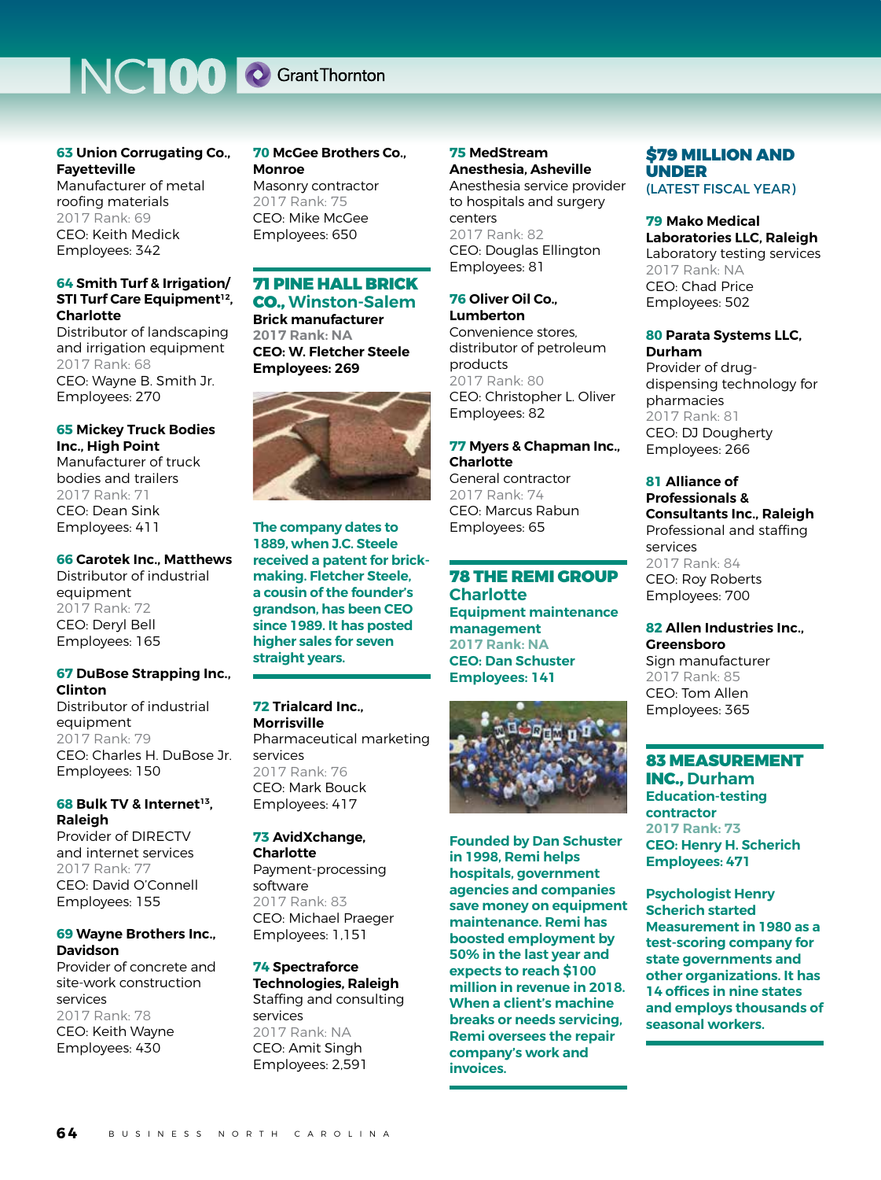**63 Union Corrugating Co., Fayetteville**
Manufacturer of metal roofing materials
2017 Rank: 69
CEO: Keith Medick
Employees: 342

**64 Smith Turf & Irrigation/ STI Turf Care Equipment[12], Charlotte**
Distributor of landscaping and irrigation equipment
2017 Rank: 68
CEO: Wayne B. Smith Jr.
Employees: 270

**65 Mickey Truck Bodies Inc., High Point**
Manufacturer of truck bodies and trailers
2017 Rank: 71
CEO: Dean Sink
Employees: 411

**66 Carotek Inc., Matthews**
Distributor of industrial equipment
2017 Rank: 72
CEO: Deryl Bell
Employees: 165

**67 DuBose Strapping Inc., Clinton**
Distributor of industrial equipment
2017 Rank: 79
CEO: Charles H. DuBose Jr.
Employees: 150

**68 Bulk TV & Internet[13], Raleigh**
Provider of DIRECTV and internet services
2017 Rank: 77
CEO: David O'Connell
Employees: 155

**69 Wayne Brothers Inc., Davidson**
Provider of concrete and site-work construction services
2017 Rank: 78
CEO: Keith Wayne
Employees: 430

**70 McGee Brothers Co., Monroe**
Masonry contractor
2017 Rank: 75
CEO: Mike McGee
Employees: 650

## 71 PINE HALL BRICK CO., Winston-Salem

**Brick manufacturer**
**2017 Rank: NA**
**CEO: W. Fletcher Steele**
**Employees: 269**

**The company dates to 1889, when J.C. Steele received a patent for brick-making. Fletcher Steele, a cousin of the founder's grandson, has been CEO since 1989. It has posted higher sales for seven straight years.**

**72 Trialcard Inc., Morrisville**
Pharmaceutical marketing services
2017 Rank: 76
CEO: Mark Bouck
Employees: 417

**73 AvidXchange, Charlotte**
Payment-processing software
2017 Rank: 83
CEO: Michael Praeger
Employees: 1,151

**74 Spectraforce Technologies, Raleigh**
Staffing and consulting services
2017 Rank: NA
CEO: Amit Singh
Employees: 2,591

**75 MedStream Anesthesia, Asheville**
Anesthesia service provider to hospitals and surgery centers
2017 Rank: 82
CEO: Douglas Ellington
Employees: 81

**76 Oliver Oil Co., Lumberton**
Convenience stores, distributor of petroleum products
2017 Rank: 80
CEO: Christopher L. Oliver
Employees: 82

**77 Myers & Chapman Inc., Charlotte**
General contractor
2017 Rank: 74
CEO: Marcus Rabun
Employees: 65

## 78 THE REMI GROUP Charlotte

**Equipment maintenance management**
**2017 Rank: NA**
**CEO: Dan Schuster**
**Employees: 141**

**Founded by Dan Schuster in 1998, Remi helps hospitals, government agencies and companies save money on equipment maintenance. Remi has boosted employment by 50% in the last year and expects to reach $100 million in revenue in 2018. When a client's machine breaks or needs servicing, Remi oversees the repair company's work and invoices.**

## $79 MILLION AND UNDER (LATEST FISCAL YEAR)

**79 Mako Medical Laboratories LLC, Raleigh**
Laboratory testing services
2017 Rank: NA
CEO: Chad Price
Employees: 502

**80 Parata Systems LLC, Durham**
Provider of drug-dispensing technology for pharmacies
2017 Rank: 81
CEO: DJ Dougherty
Employees: 266

**81 Alliance of Professionals & Consultants Inc., Raleigh**
Professional and staffing services
2017 Rank: 84
CEO: Roy Roberts
Employees: 700

**82 Allen Industries Inc., Greensboro**
Sign manufacturer
2017 Rank: 85
CEO: Tom Allen
Employees: 365

## 83 MEASUREMENT INC., Durham

**Education-testing contractor**
**2017 Rank: 73**
**CEO: Henry H. Scherich**
**Employees: 471**

**Psychologist Henry Scherich started Measurement in 1980 as a test-scoring company for state governments and other organizations. It has 14 offices in nine states and employs thousands of seasonal workers.**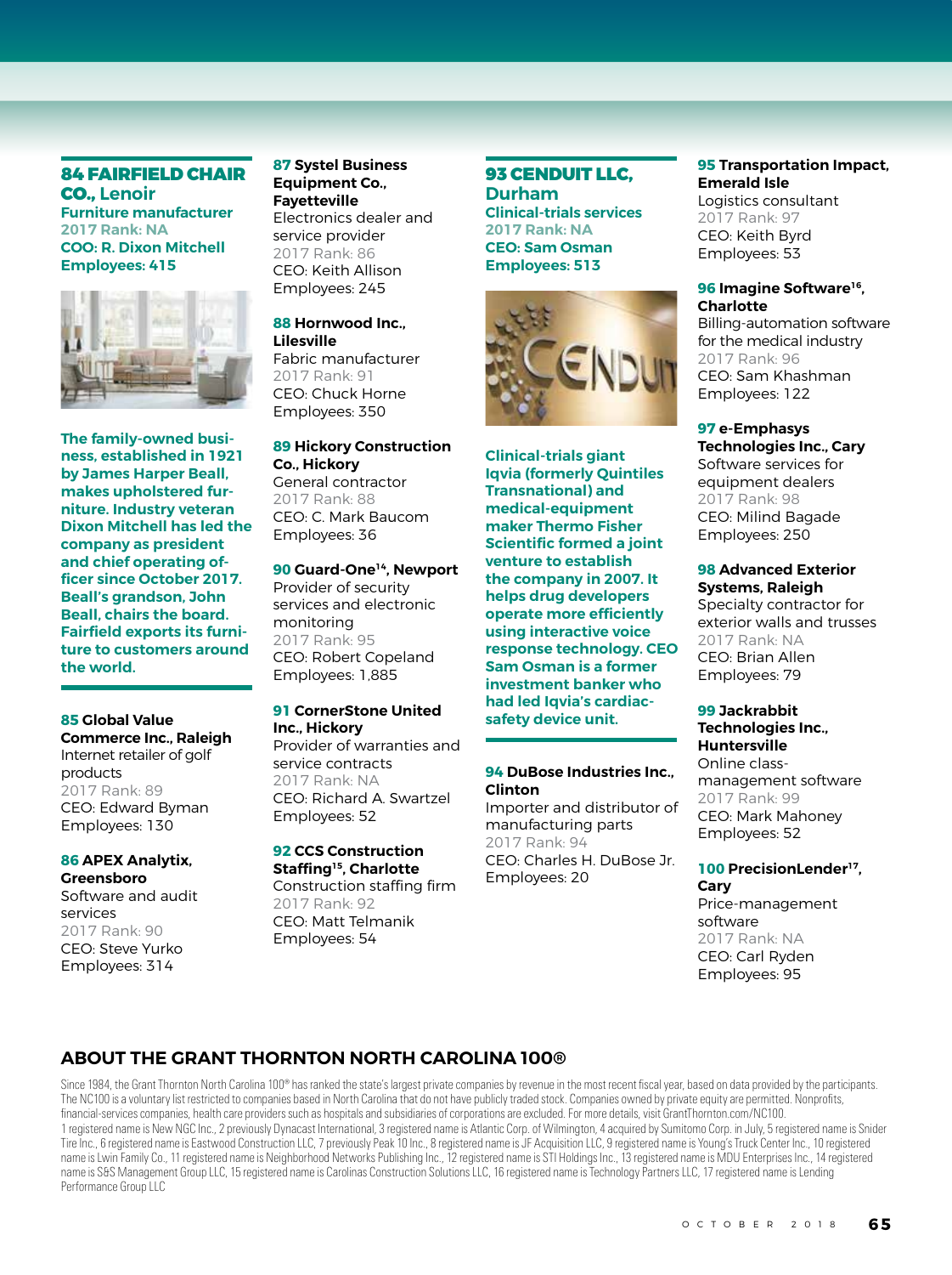### 84 FAIRFIELD CHAIR CO., Lenoir

**Furniture manufacturer**
**2017 Rank: NA**
**COO: R. Dixon Mitchell**
**Employees: 415**

**The family-owned business, established in 1921 by James Harper Beall, makes upholstered furniture. Industry veteran Dixon Mitchell has led the company as president and chief operating officer since October 2017. Beall's grandson, John Beall, chairs the board. Fairfield exports its furniture to customers around the world.**

**85 Global Value Commerce Inc., Raleigh**
Internet retailer of golf products
2017 Rank: 89
CEO: Edward Byman
Employees: 130

**86 APEX Analytix, Greensboro**
Software and audit services
2017 Rank: 90
CEO: Steve Yurko
Employees: 314

**87 Systel Business Equipment Co., Fayetteville**
Electronics dealer and service provider
2017 Rank: 86
CEO: Keith Allison
Employees: 245

**88 Hornwood Inc., Lilesville**
Fabric manufacturer
2017 Rank: 91
CEO: Chuck Horne
Employees: 350

**89 Hickory Construction Co., Hickory**
General contractor
2017 Rank: 88
CEO: C. Mark Baucom
Employees: 36

**90 Guard-One[14], Newport**
Provider of security services and electronic monitoring
2017 Rank: 95
CEO: Robert Copeland
Employees: 1,885

**91 CornerStone United Inc., Hickory**
Provider of warranties and service contracts
2017 Rank: NA
CEO: Richard A. Swartzel
Employees: 52

**92 CCS Construction Staffing[15], Charlotte**
Construction staffing firm
2017 Rank: 92
CEO: Matt Telmanik
Employees: 54

### 93 CENDUIT LLC, Durham

**Clinical-trials services**
**2017 Rank: NA**
**CEO: Sam Osman**
**Employees: 513**

**Clinical-trials giant Iqvia (formerly Quintiles Transnational) and medical-equipment maker Thermo Fisher Scientific formed a joint venture to establish the company in 2007. It helps drug developers operate more efficiently using interactive voice response technology. CEO Sam Osman is a former investment banker who had led Iqvia's cardiac-safety device unit.**

**94 DuBose Industries Inc., Clinton**
Importer and distributor of manufacturing parts
2017 Rank: 94
CEO: Charles H. DuBose Jr.
Employees: 20

**95 Transportation Impact, Emerald Isle**
Logistics consultant
2017 Rank: 97
CEO: Keith Byrd
Employees: 53

**96 Imagine Software[16], Charlotte**
Billing-automation software for the medical industry
2017 Rank: 96
CEO: Sam Khashman
Employees: 122

**97 e-Emphasys Technologies Inc., Cary**
Software services for equipment dealers
2017 Rank: 98
CEO: Milind Bagade
Employees: 250

**98 Advanced Exterior Systems, Raleigh**
Specialty contractor for exterior walls and trusses
2017 Rank: NA
CEO: Brian Allen
Employees: 79

**99 Jackrabbit Technologies Inc., Huntersville**
Online class-management software
2017 Rank: 99
CEO: Mark Mahoney
Employees: 52

**100 PrecisionLender[17], Cary**
Price-management software
2017 Rank: NA
CEO: Carl Ryden
Employees: 95

## ABOUT THE GRANT THORNTON NORTH CAROLINA 100®

Since 1984, the Grant Thornton North Carolina 100® has ranked the state's largest private companies by revenue in the most recent fiscal year, based on data provided by the participants. The NC100 is a voluntary list restricted to companies based in North Carolina that do not have publicly traded stock. Companies owned by private equity are permitted. Nonprofits, financial-services companies, health care providers such as hospitals and subsidiaries of corporations are excluded. For more details, visit GrantThornton.com/NC100.
1 registered name is New NGC Inc., 2 previously Dynacast International, 3 registered name is Atlantic Corp. of Wilmington, 4 acquired by Sumitomo Corp. in July, 5 registered name is Snider Tire Inc., 6 registered name is Eastwood Construction LLC, 7 previously Peak 10 Inc., 8 registered name is JF Acquisition LLC, 9 registered name is Young's Truck Center Inc., 10 registered name is Lwin Family Co., 11 registered name is Neighborhood Networks Publishing Inc., 12 registered name is STI Holdings Inc., 13 registered name is MDU Enterprises Inc., 14 registered name is S&S Management Group LLC, 15 registered name is Carolinas Construction Solutions LLC, 16 registered name is Technology Partners LLC, 17 registered name is Lending Performance Group LLC